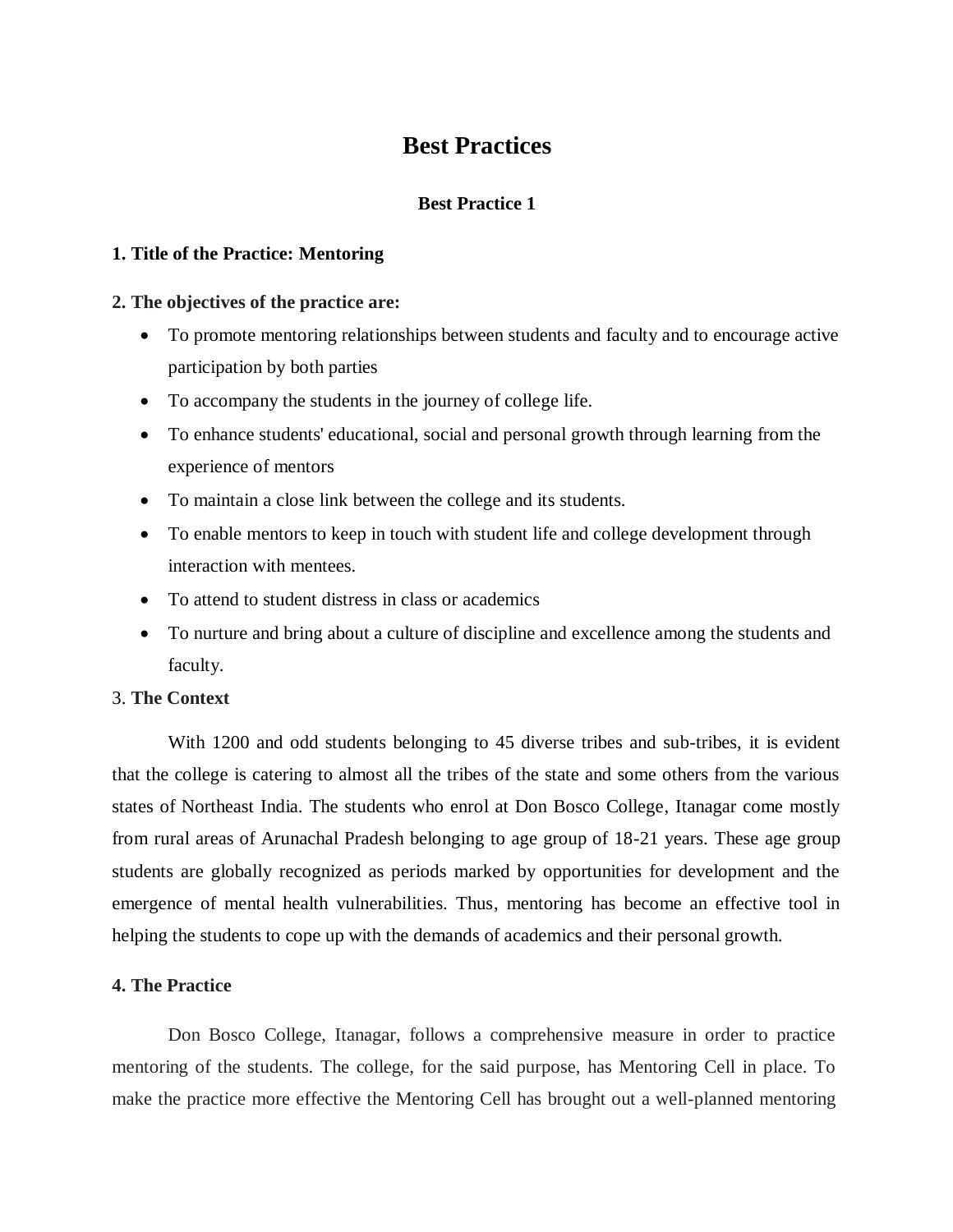# Best Practices

## Best Practice 1

**1. Title of the Practice: Mentoring**

**2. The objectives of the practice are:**

- To promote mentoring relationships between students and faculty and to encourage active participation by both parties
- To accompany the students in the journey of college life.
- To enhance students' educational, social and personal growth through learning from the experience of mentors
- To maintain a close link between the college and its students.
- To enable mentors to keep in touch with student life and college development through interaction with mentees.
- To attend to student distress in class or academics
- To nurture and bring about a culture of discipline and excellence among the students and faculty.

3. **The Context**

With 1200 and odd students belonging to 45 diverse tribes and sub-tribes, it is evident that the college is catering to almost all the tribes of the state and some others from the various states of Northeast India. The students who enrol at Don Bosco College, Itanagar come mostly from rural areas of Arunachal Pradesh belonging to age group of 18-21 years. These age group students are globally recognized as periods marked by opportunities for development and the emergence of mental health vulnerabilities. Thus, mentoring has become an effective tool in helping the students to cope up with the demands of academics and their personal growth.

**4. The Practice**

Don Bosco College, Itanagar, follows a comprehensive measure in order to practice mentoring of the students. The college, for the said purpose, has Mentoring Cell in place. To make the practice more effective the Mentoring Cell has brought out a well-planned mentoring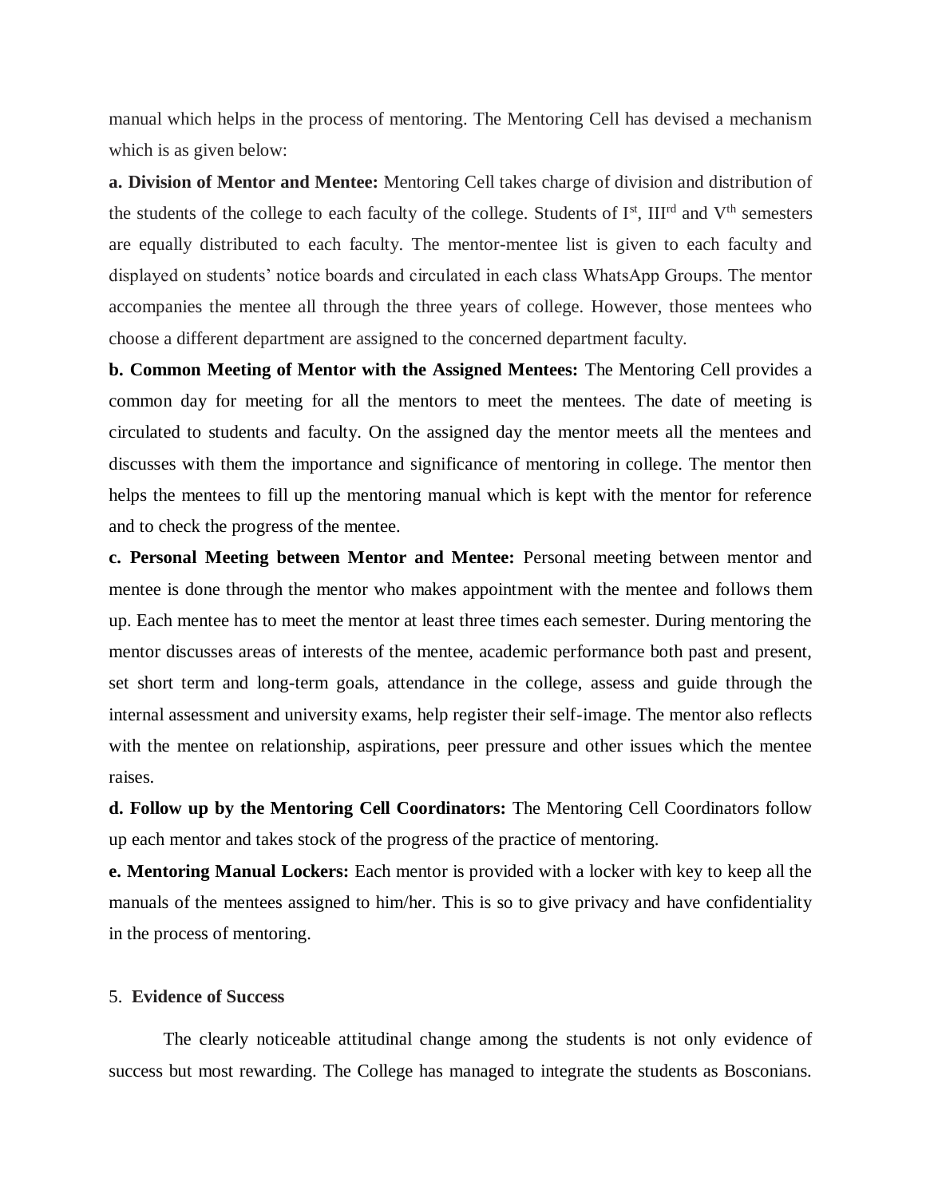manual which helps in the process of mentoring. The Mentoring Cell has devised a mechanism which is as given below:

**a. Division of Mentor and Mentee:** Mentoring Cell takes charge of division and distribution of the students of the college to each faculty of the college. Students of I$^{st}$, III$^{rd}$ and V$^{th}$ semesters are equally distributed to each faculty. The mentor-mentee list is given to each faculty and displayed on students' notice boards and circulated in each class WhatsApp Groups. The mentor accompanies the mentee all through the three years of college. However, those mentees who choose a different department are assigned to the concerned department faculty.

**b. Common Meeting of Mentor with the Assigned Mentees:** The Mentoring Cell provides a common day for meeting for all the mentors to meet the mentees. The date of meeting is circulated to students and faculty. On the assigned day the mentor meets all the mentees and discusses with them the importance and significance of mentoring in college. The mentor then helps the mentees to fill up the mentoring manual which is kept with the mentor for reference and to check the progress of the mentee.

**c. Personal Meeting between Mentor and Mentee:** Personal meeting between mentor and mentee is done through the mentor who makes appointment with the mentee and follows them up. Each mentee has to meet the mentor at least three times each semester. During mentoring the mentor discusses areas of interests of the mentee, academic performance both past and present, set short term and long-term goals, attendance in the college, assess and guide through the internal assessment and university exams, help register their self-image. The mentor also reflects with the mentee on relationship, aspirations, peer pressure and other issues which the mentee raises.

**d. Follow up by the Mentoring Cell Coordinators:** The Mentoring Cell Coordinators follow up each mentor and takes stock of the progress of the practice of mentoring.

**e. Mentoring Manual Lockers:** Each mentor is provided with a locker with key to keep all the manuals of the mentees assigned to him/her. This is so to give privacy and have confidentiality in the process of mentoring.

5. **Evidence of Success**

The clearly noticeable attitudinal change among the students is not only evidence of success but most rewarding. The College has managed to integrate the students as Bosconians.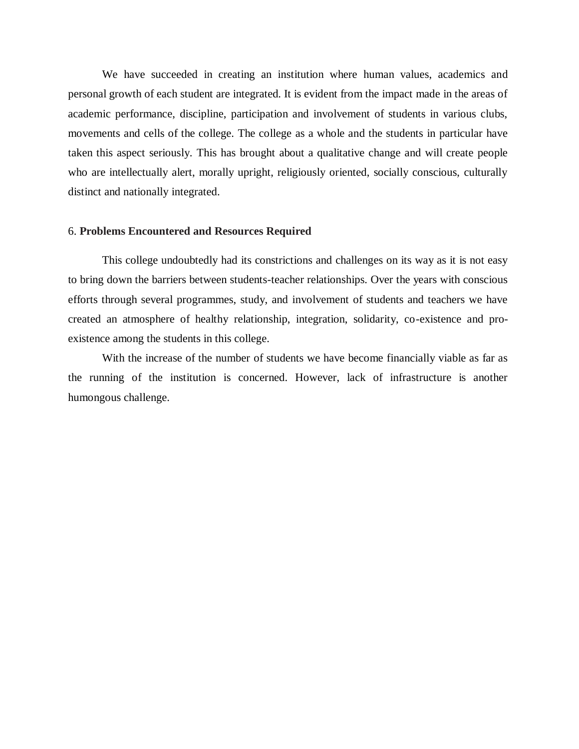We have succeeded in creating an institution where human values, academics and personal growth of each student are integrated. It is evident from the impact made in the areas of academic performance, discipline, participation and involvement of students in various clubs, movements and cells of the college. The college as a whole and the students in particular have taken this aspect seriously. This has brought about a qualitative change and will create people who are intellectually alert, morally upright, religiously oriented, socially conscious, culturally distinct and nationally integrated.

6. **Problems Encountered and Resources Required**

This college undoubtedly had its constrictions and challenges on its way as it is not easy to bring down the barriers between students-teacher relationships. Over the years with conscious efforts through several programmes, study, and involvement of students and teachers we have created an atmosphere of healthy relationship, integration, solidarity, co-existence and pro-existence among the students in this college.

With the increase of the number of students we have become financially viable as far as the running of the institution is concerned. However, lack of infrastructure is another humongous challenge.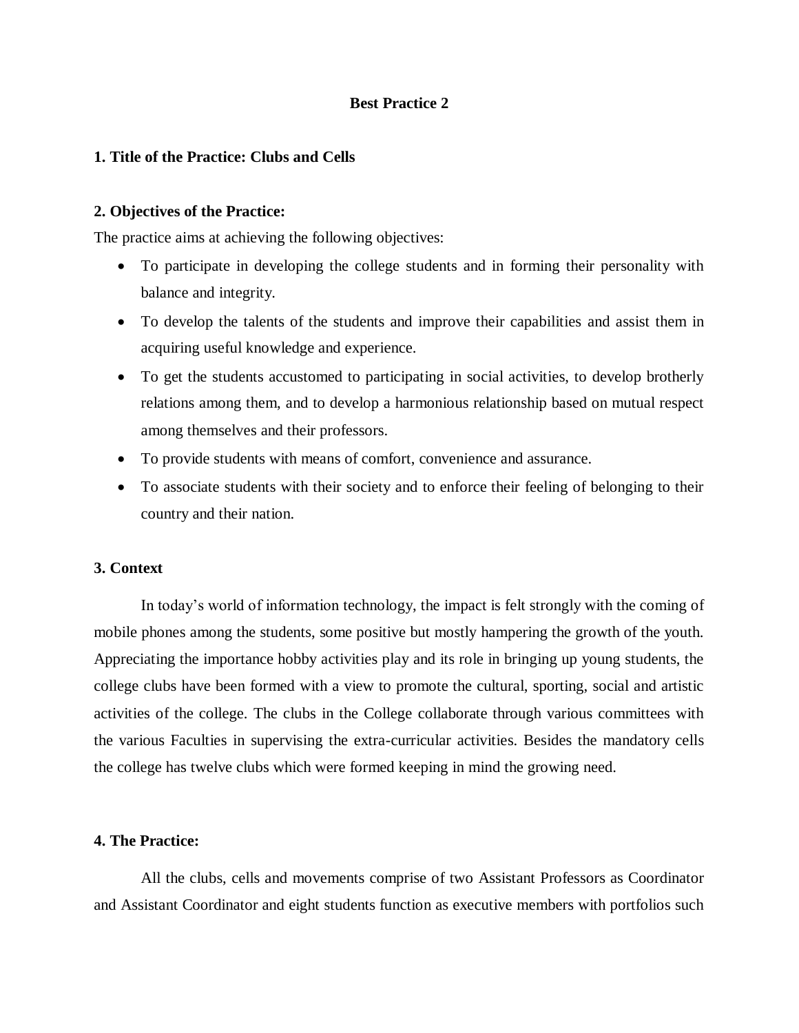**Best Practice 2**

**1. Title of the Practice: Clubs and Cells**

**2. Objectives of the Practice:**

The practice aims at achieving the following objectives:

- To participate in developing the college students and in forming their personality with balance and integrity.
- To develop the talents of the students and improve their capabilities and assist them in acquiring useful knowledge and experience.
- To get the students accustomed to participating in social activities, to develop brotherly relations among them, and to develop a harmonious relationship based on mutual respect among themselves and their professors.
- To provide students with means of comfort, convenience and assurance.
- To associate students with their society and to enforce their feeling of belonging to their country and their nation.

**3. Context**

In today's world of information technology, the impact is felt strongly with the coming of mobile phones among the students, some positive but mostly hampering the growth of the youth. Appreciating the importance hobby activities play and its role in bringing up young students, the college clubs have been formed with a view to promote the cultural, sporting, social and artistic activities of the college. The clubs in the College collaborate through various committees with the various Faculties in supervising the extra-curricular activities. Besides the mandatory cells the college has twelve clubs which were formed keeping in mind the growing need.

**4. The Practice:**

All the clubs, cells and movements comprise of two Assistant Professors as Coordinator and Assistant Coordinator and eight students function as executive members with portfolios such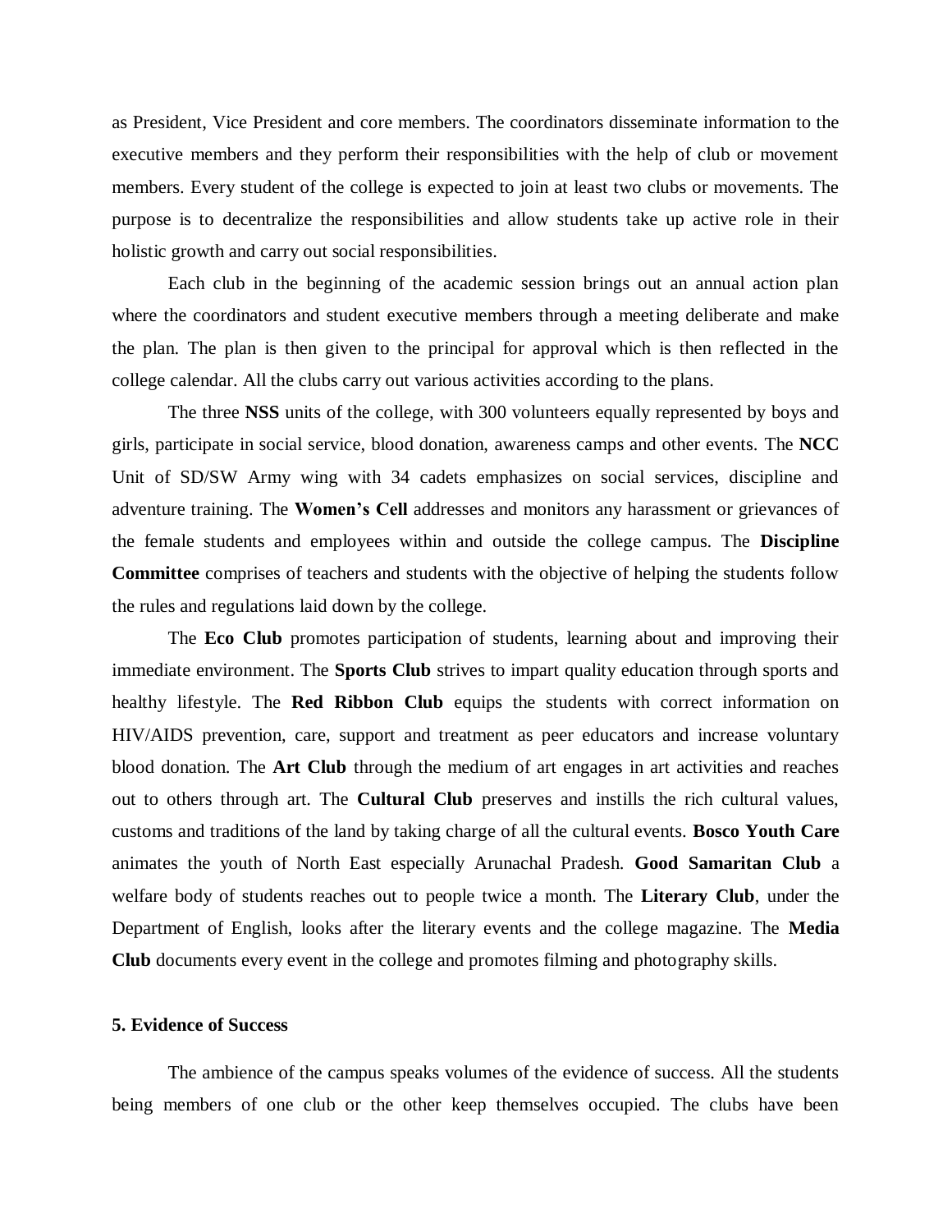as President, Vice President and core members. The coordinators disseminate information to the executive members and they perform their responsibilities with the help of club or movement members. Every student of the college is expected to join at least two clubs or movements. The purpose is to decentralize the responsibilities and allow students take up active role in their holistic growth and carry out social responsibilities.

Each club in the beginning of the academic session brings out an annual action plan where the coordinators and student executive members through a meeting deliberate and make the plan. The plan is then given to the principal for approval which is then reflected in the college calendar. All the clubs carry out various activities according to the plans.

The three **NSS** units of the college, with 300 volunteers equally represented by boys and girls, participate in social service, blood donation, awareness camps and other events. The **NCC** Unit of SD/SW Army wing with 34 cadets emphasizes on social services, discipline and adventure training. The **Women's Cell** addresses and monitors any harassment or grievances of the female students and employees within and outside the college campus. The **Discipline Committee** comprises of teachers and students with the objective of helping the students follow the rules and regulations laid down by the college.

The **Eco Club** promotes participation of students, learning about and improving their immediate environment. The **Sports Club** strives to impart quality education through sports and healthy lifestyle. The **Red Ribbon Club** equips the students with correct information on HIV/AIDS prevention, care, support and treatment as peer educators and increase voluntary blood donation. The **Art Club** through the medium of art engages in art activities and reaches out to others through art. The **Cultural Club** preserves and instills the rich cultural values, customs and traditions of the land by taking charge of all the cultural events. **Bosco Youth Care** animates the youth of North East especially Arunachal Pradesh. **Good Samaritan Club** a welfare body of students reaches out to people twice a month. The **Literary Club**, under the Department of English, looks after the literary events and the college magazine. The **Media Club** documents every event in the college and promotes filming and photography skills.

**5. Evidence of Success**

The ambience of the campus speaks volumes of the evidence of success. All the students being members of one club or the other keep themselves occupied. The clubs have been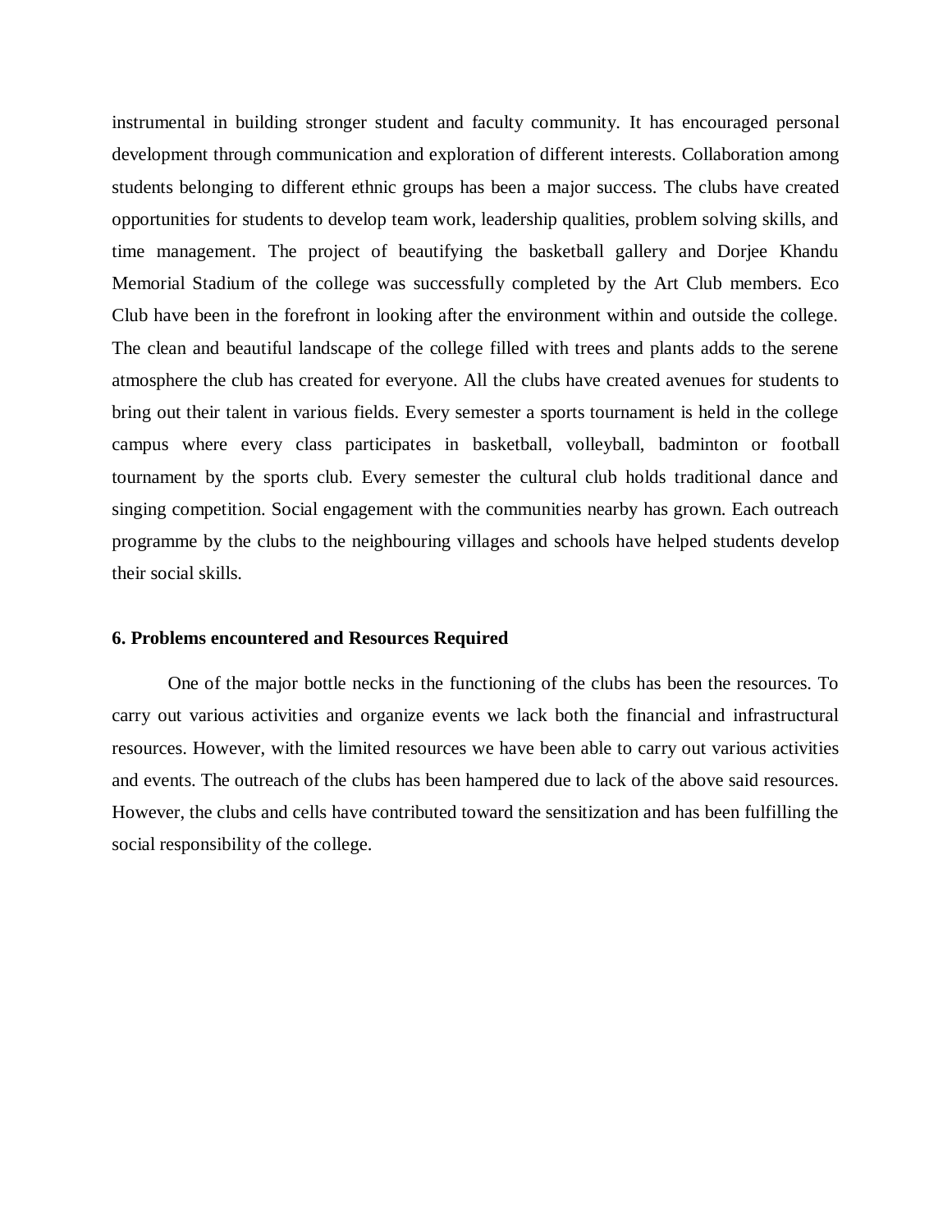instrumental in building stronger student and faculty community. It has encouraged personal development through communication and exploration of different interests. Collaboration among students belonging to different ethnic groups has been a major success. The clubs have created opportunities for students to develop team work, leadership qualities, problem solving skills, and time management. The project of beautifying the basketball gallery and Dorjee Khandu Memorial Stadium of the college was successfully completed by the Art Club members. Eco Club have been in the forefront in looking after the environment within and outside the college. The clean and beautiful landscape of the college filled with trees and plants adds to the serene atmosphere the club has created for everyone. All the clubs have created avenues for students to bring out their talent in various fields. Every semester a sports tournament is held in the college campus where every class participates in basketball, volleyball, badminton or football tournament by the sports club. Every semester the cultural club holds traditional dance and singing competition. Social engagement with the communities nearby has grown. Each outreach programme by the clubs to the neighbouring villages and schools have helped students develop their social skills.

**6. Problems encountered and Resources Required**

One of the major bottle necks in the functioning of the clubs has been the resources. To carry out various activities and organize events we lack both the financial and infrastructural resources. However, with the limited resources we have been able to carry out various activities and events. The outreach of the clubs has been hampered due to lack of the above said resources. However, the clubs and cells have contributed toward the sensitization and has been fulfilling the social responsibility of the college.